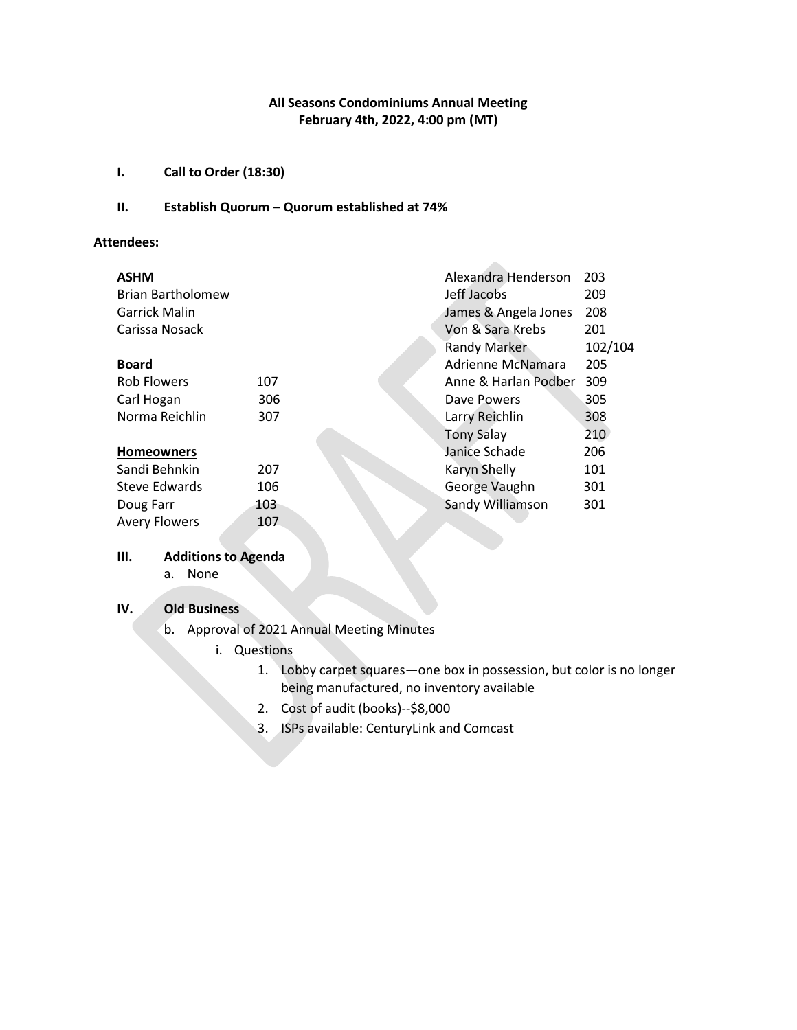**All Seasons Condominiums Annual Meeting**
**February 4th, 2022, 4:00 pm (MT)**

## I. Call to Order (18:30)

## II. Establish Quorum – Quorum established at 74%

**Attendees:**

**ASHM**

Brian Bartholomew
Garrick Malin
Carissa Nosack

**Board**

| Name | Unit |
|---|---|
| Rob Flowers | 107 |
| Carl Hogan | 306 |
| Norma Reichlin | 307 |

**Homeowners**

| Name | Unit |
|---|---|
| Sandi Behnkin | 207 |
| Steve Edwards | 106 |
| Doug Farr | 103 |
| Avery Flowers | 107 |
| Alexandra Henderson | 203 |
| Jeff Jacobs | 209 |
| James & Angela Jones | 208 |
| Von & Sara Krebs | 201 |
| Randy Marker | 102/104 |
| Adrienne McNamara | 205 |
| Anne & Harlan Podber | 309 |
| Dave Powers | 305 |
| Larry Reichlin | 308 |
| Tony Salay | 210 |
| Janice Schade | 206 |
| Karyn Shelly | 101 |
| George Vaughn | 301 |
| Sandy Williamson | 301 |

## III. Additions to Agenda

a. None

## IV. Old Business

b. Approval of 2021 Annual Meeting Minutes
   - i. Questions
     1. Lobby carpet squares—one box in possession, but color is no longer being manufactured, no inventory available
     2. Cost of audit (books)--$8,000
     3. ISPs available: CenturyLink and Comcast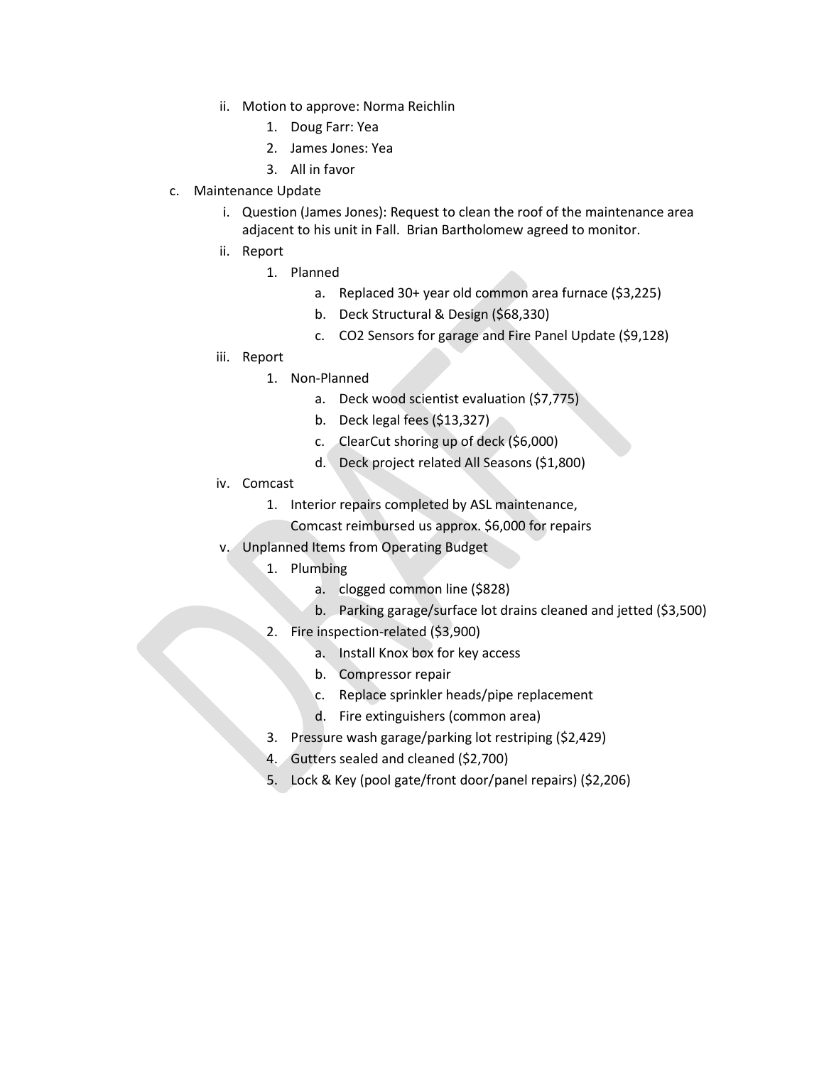- ii. Motion to approve: Norma Reichlin
  1. Doug Farr: Yea
  2. James Jones: Yea
  3. All in favor

c. Maintenance Update

- i. Question (James Jones): Request to clean the roof of the maintenance area adjacent to his unit in Fall. Brian Bartholomew agreed to monitor.
- ii. Report
  1. Planned
     - a. Replaced 30+ year old common area furnace ($3,225)
     - b. Deck Structural & Design ($68,330)
     - c. $CO_2$ Sensors for garage and Fire Panel Update ($9,128)
- iii. Report
  1. Non-Planned
     - a. Deck wood scientist evaluation ($7,775)
     - b. Deck legal fees ($13,327)
     - c. ClearCut shoring up of deck ($6,000)
     - d. Deck project related All Seasons ($1,800)
- iv. Comcast
  1. Interior repairs completed by ASL maintenance,
     Comcast reimbursed us approx. $6,000 for repairs
- v. Unplanned Items from Operating Budget
  1. Plumbing
     - a. clogged common line ($828)
     - b. Parking garage/surface lot drains cleaned and jetted ($3,500)
  2. Fire inspection-related ($3,900)
     - a. Install Knox box for key access
     - b. Compressor repair
     - c. Replace sprinkler heads/pipe replacement
     - d. Fire extinguishers (common area)
  3. Pressure wash garage/parking lot restriping ($2,429)
  4. Gutters sealed and cleaned ($2,700)
  5. Lock & Key (pool gate/front door/panel repairs) ($2,206)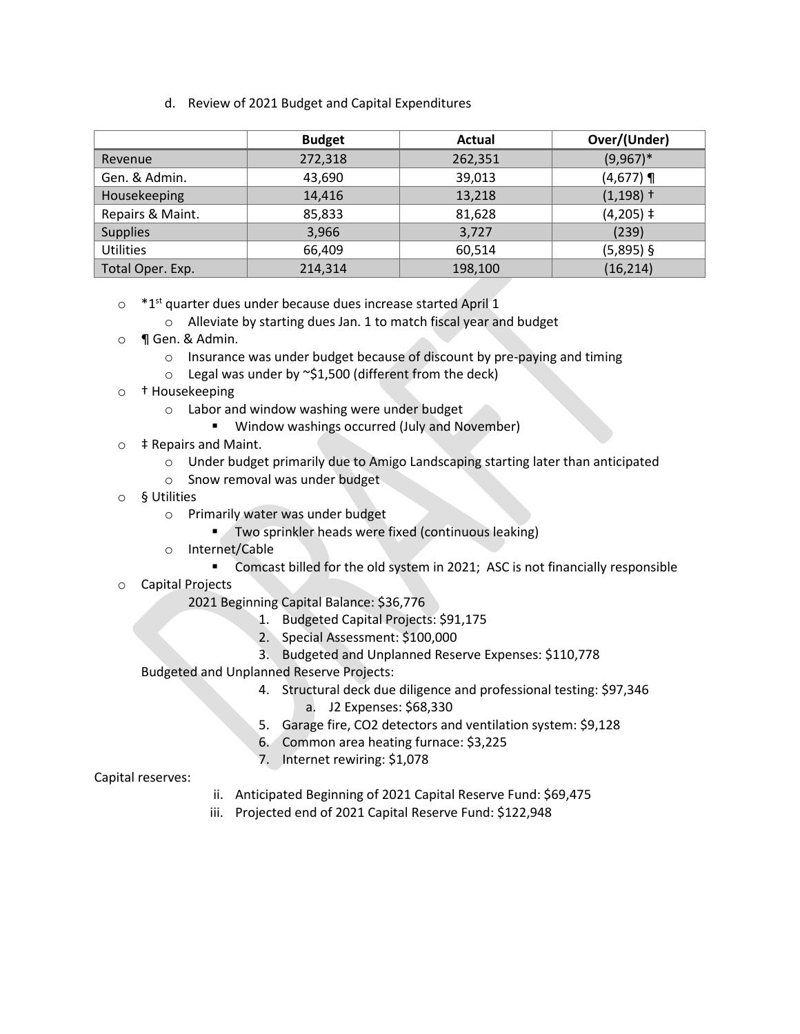d. Review of 2021 Budget and Capital Expenditures

| | Budget | Actual | Over/(Under) |
|---|---|---|---|
| Revenue | 272,318 | 262,351 | (9,967)* |
| Gen. & Admin. | 43,690 | 39,013 | (4,677) ¶ |
| Housekeeping | 14,416 | 13,218 | (1,198) † |
| Repairs & Maint. | 85,833 | 81,628 | (4,205) ‡ |
| Supplies | 3,966 | 3,727 | (239) |
| Utilities | 66,409 | 60,514 | (5,895) § |
| Total Oper. Exp. | 214,314 | 198,100 | (16,214) |

- *1st quarter dues under because dues increase started April 1
  - Alleviate by starting dues Jan. 1 to match fiscal year and budget
- ¶ Gen. & Admin.
  - Insurance was under budget because of discount by pre-paying and timing
  - Legal was under by ~$1,500 (different from the deck)
- † Housekeeping
  - Labor and window washing were under budget
    - Window washings occurred (July and November)
- ‡ Repairs and Maint.
  - Under budget primarily due to Amigo Landscaping starting later than anticipated
  - Snow removal was under budget
- § Utilities
  - Primarily water was under budget
    - Two sprinkler heads were fixed (continuous leaking)
  - Internet/Cable
    - Comcast billed for the old system in 2021; ASC is not financially responsible
- Capital Projects

  2021 Beginning Capital Balance: $36,776

  1. Budgeted Capital Projects: $91,175
  2. Special Assessment: $100,000
  3. Budgeted and Unplanned Reserve Expenses: $110,778

  Budgeted and Unplanned Reserve Projects:

  4. Structural deck due diligence and professional testing: $97,346
     a. J2 Expenses: $68,330
  5. Garage fire, CO2 detectors and ventilation system: $9,128
  6. Common area heating furnace: $3,225
  7. Internet rewiring: $1,078

Capital reserves:

ii. Anticipated Beginning of 2021 Capital Reserve Fund: $69,475

iii. Projected end of 2021 Capital Reserve Fund: $122,948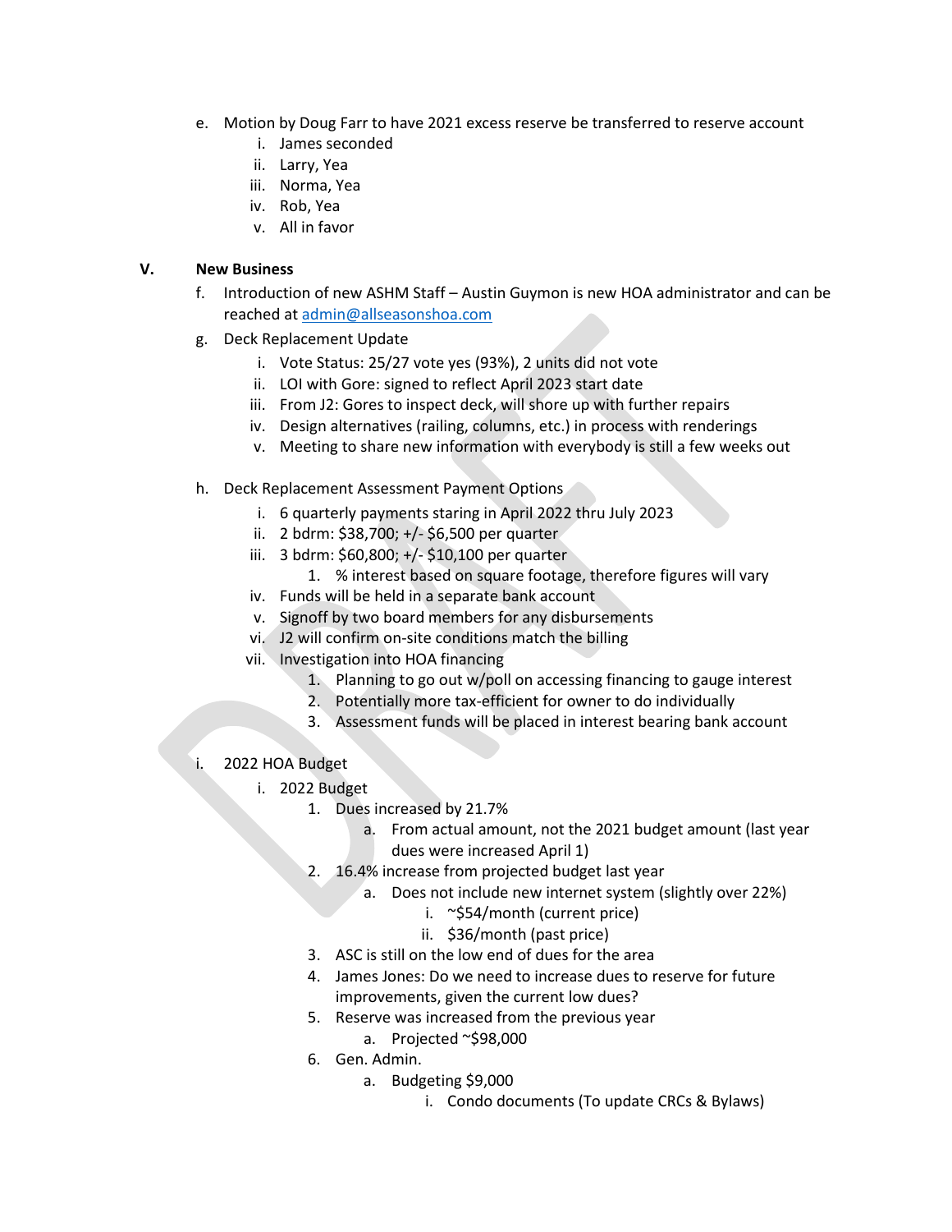e. Motion by Doug Farr to have 2021 excess reserve be transferred to reserve account
   i. James seconded
   ii. Larry, Yea
   iii. Norma, Yea
   iv. Rob, Yea
   v. All in favor

**V. New Business**

f. Introduction of new ASHM Staff – Austin Guymon is new HOA administrator and can be reached at admin@allseasonshoa.com

g. Deck Replacement Update
   i. Vote Status: 25/27 vote yes (93%), 2 units did not vote
   ii. LOI with Gore: signed to reflect April 2023 start date
   iii. From J2: Gores to inspect deck, will shore up with further repairs
   iv. Design alternatives (railing, columns, etc.) in process with renderings
   v. Meeting to share new information with everybody is still a few weeks out

h. Deck Replacement Assessment Payment Options
   i. 6 quarterly payments staring in April 2022 thru July 2023
   ii. 2 bdrm: $38,700; +/- $6,500 per quarter
   iii. 3 bdrm: $60,800; +/- $10,100 per quarter
      1. % interest based on square footage, therefore figures will vary
   iv. Funds will be held in a separate bank account
   v. Signoff by two board members for any disbursements
   vi. J2 will confirm on-site conditions match the billing
   vii. Investigation into HOA financing
      1. Planning to go out w/poll on accessing financing to gauge interest
      2. Potentially more tax-efficient for owner to do individually
      3. Assessment funds will be placed in interest bearing bank account

i. 2022 HOA Budget
   i. 2022 Budget
      1. Dues increased by 21.7%
         a. From actual amount, not the 2021 budget amount (last year dues were increased April 1)
      2. 16.4% increase from projected budget last year
         a. Does not include new internet system (slightly over 22%)
            i. ~$54/month (current price)
            ii. $36/month (past price)
      3. ASC is still on the low end of dues for the area
      4. James Jones: Do we need to increase dues to reserve for future improvements, given the current low dues?
      5. Reserve was increased from the previous year
         a. Projected ~$98,000
      6. Gen. Admin.
         a. Budgeting $9,000
            i. Condo documents (To update CRCs & Bylaws)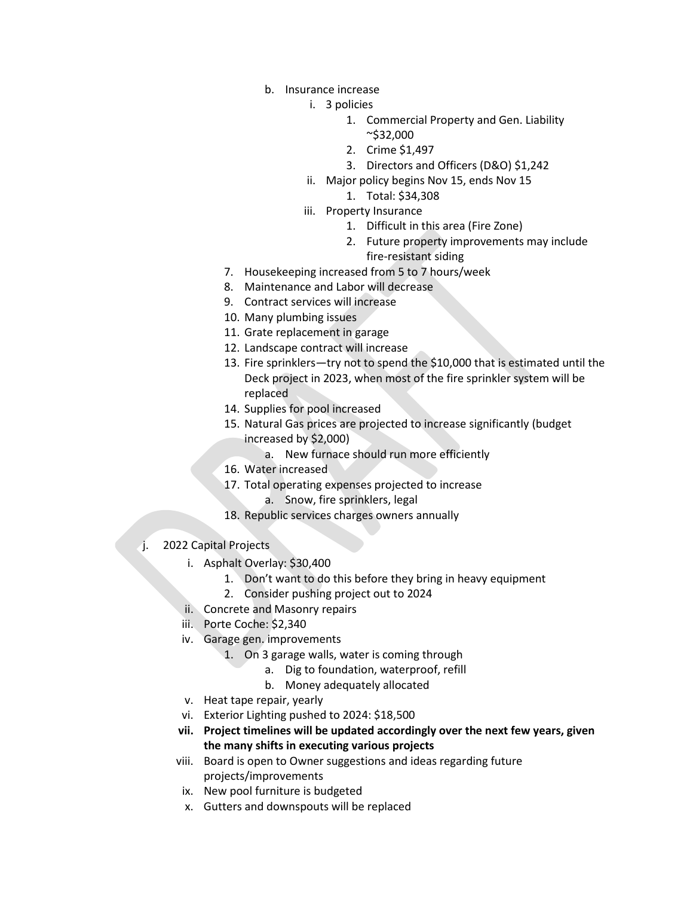- b. Insurance increase
  - i. 3 policies
    1. Commercial Property and Gen. Liability ~$32,000
    2. Crime $1,497
    3. Directors and Officers (D&O) $1,242
  - ii. Major policy begins Nov 15, ends Nov 15
    1. Total: $34,308
  - iii. Property Insurance
    1. Difficult in this area (Fire Zone)
    2. Future property improvements may include fire-resistant siding

7. Housekeeping increased from 5 to 7 hours/week
8. Maintenance and Labor will decrease
9. Contract services will increase
10. Many plumbing issues
11. Grate replacement in garage
12. Landscape contract will increase
13. Fire sprinklers—try not to spend the $10,000 that is estimated until the Deck project in 2023, when most of the fire sprinkler system will be replaced
14. Supplies for pool increased
15. Natural Gas prices are projected to increase significantly (budget increased by $2,000)
    - a. New furnace should run more efficiently
16. Water increased
17. Total operating expenses projected to increase
    - a. Snow, fire sprinklers, legal
18. Republic services charges owners annually

j. 2022 Capital Projects

- i. Asphalt Overlay: $30,400
  1. Don't want to do this before they bring in heavy equipment
  2. Consider pushing project out to 2024
- ii. Concrete and Masonry repairs
- iii. Porte Coche: $2,340
- iv. Garage gen. improvements
  1. On 3 garage walls, water is coming through
     - a. Dig to foundation, waterproof, refill
     - b. Money adequately allocated
- v. Heat tape repair, yearly
- vi. Exterior Lighting pushed to 2024: $18,500
- **vii. Project timelines will be updated accordingly over the next few years, given the many shifts in executing various projects**
- viii. Board is open to Owner suggestions and ideas regarding future projects/improvements
- ix. New pool furniture is budgeted
- x. Gutters and downspouts will be replaced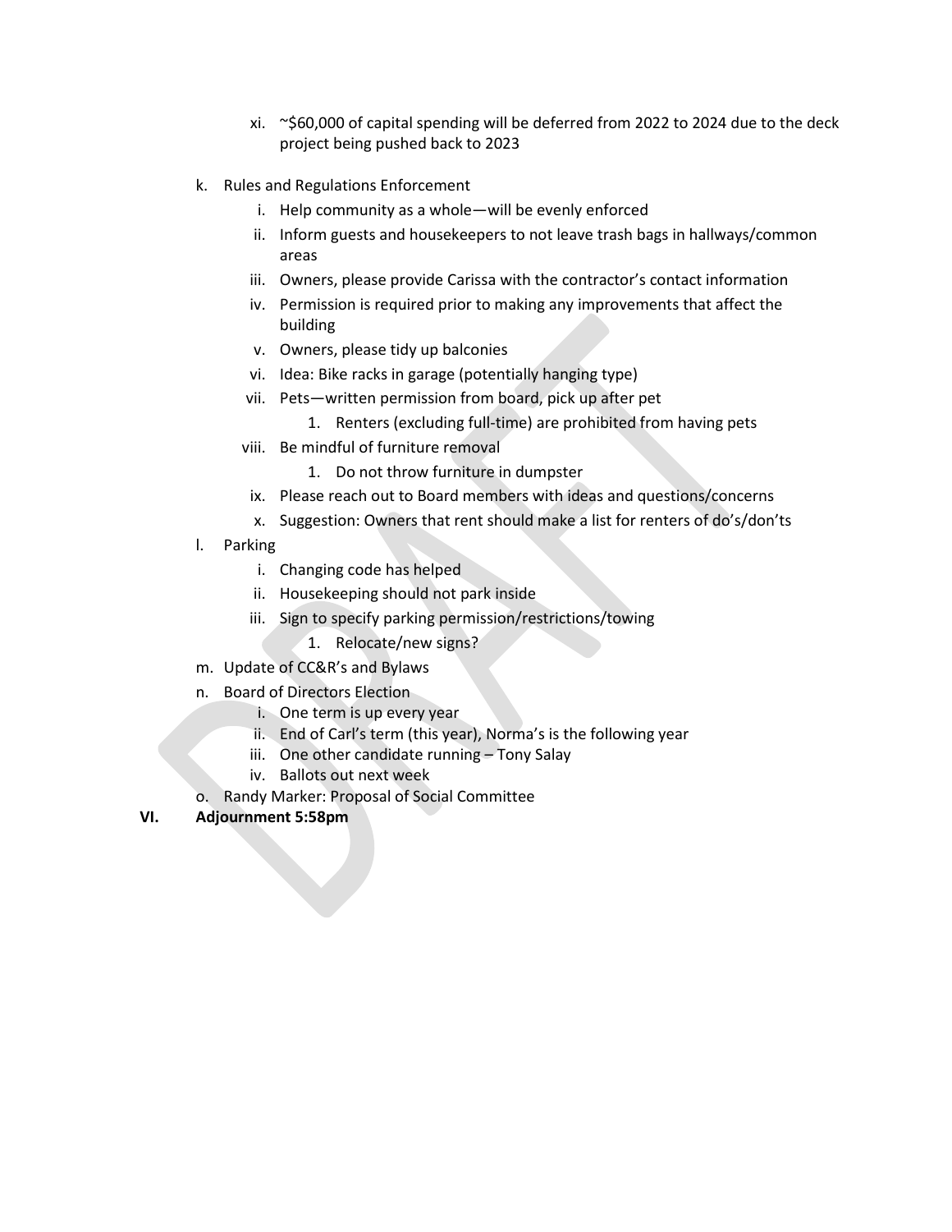xi. ~$60,000 of capital spending will be deferred from 2022 to 2024 due to the deck project being pushed back to 2023

k. Rules and Regulations Enforcement
   i. Help community as a whole—will be evenly enforced
   ii. Inform guests and housekeepers to not leave trash bags in hallways/common areas
   iii. Owners, please provide Carissa with the contractor's contact information
   iv. Permission is required prior to making any improvements that affect the building
   v. Owners, please tidy up balconies
   vi. Idea: Bike racks in garage (potentially hanging type)
   vii. Pets—written permission from board, pick up after pet
      1. Renters (excluding full-time) are prohibited from having pets
   viii. Be mindful of furniture removal
      1. Do not throw furniture in dumpster
   ix. Please reach out to Board members with ideas and questions/concerns
   x. Suggestion: Owners that rent should make a list for renters of do's/don'ts

l. Parking
   i. Changing code has helped
   ii. Housekeeping should not park inside
   iii. Sign to specify parking permission/restrictions/towing
      1. Relocate/new signs?

m. Update of CC&R's and Bylaws

n. Board of Directors Election
   i. One term is up every year
   ii. End of Carl's term (this year), Norma's is the following year
   iii. One other candidate running – Tony Salay
   iv. Ballots out next week

o. Randy Marker: Proposal of Social Committee

**VI. Adjournment 5:58pm**